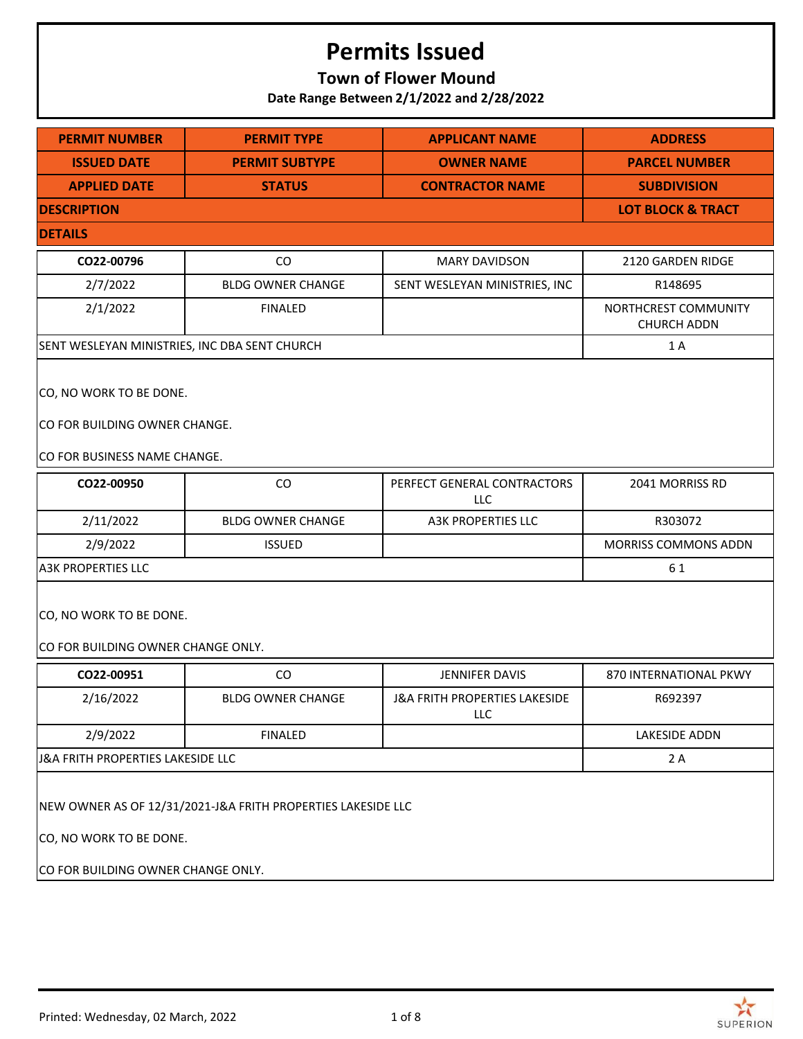# Permits Issued

## Town of Flower Mound

**Date Range Between 2/1/2022 and 2/28/2022**

| PERMIT NUMBER | PERMIT TYPE | APPLICANT NAME | ADDRESS |
|---|---|---|---|
| **ISSUED DATE** | **PERMIT SUBTYPE** | **OWNER NAME** | **PARCEL NUMBER** |
| **APPLIED DATE** | **STATUS** | **CONTRACTOR NAME** | **SUBDIVISION** |
| **DESCRIPTION** | | | **LOT BLOCK & TRACT** |
| **DETAILS** | | | |
| **CO22-00796** | CO | MARY DAVIDSON | 2120 GARDEN RIDGE |
| 2/7/2022 | BLDG OWNER CHANGE | SENT WESLEYAN MINISTRIES, INC | R148695 |
| 2/1/2022 | FINALED | | NORTHCREST COMMUNITY CHURCH ADDN |
| SENT WESLEYAN MINISTRIES, INC DBA SENT CHURCH | | | 1 A |
| CO, NO WORK TO BE DONE.<br><br>CO FOR BUILDING OWNER CHANGE.<br><br>CO FOR BUSINESS NAME CHANGE. | | | |
| **CO22-00950** | CO | PERFECT GENERAL CONTRACTORS LLC | 2041 MORRISS RD |
| 2/11/2022 | BLDG OWNER CHANGE | A3K PROPERTIES LLC | R303072 |
| 2/9/2022 | ISSUED | | MORRISS COMMONS ADDN |
| A3K PROPERTIES LLC | | | 6 1 |
| CO, NO WORK TO BE DONE.<br><br>CO FOR BUILDING OWNER CHANGE ONLY. | | | |
| **CO22-00951** | CO | JENNIFER DAVIS | 870 INTERNATIONAL PKWY |
| 2/16/2022 | BLDG OWNER CHANGE | J&A FRITH PROPERTIES LAKESIDE LLC | R692397 |
| 2/9/2022 | FINALED | | LAKESIDE ADDN |
| J&A FRITH PROPERTIES LAKESIDE LLC | | | 2 A |
| NEW OWNER AS OF 12/31/2021-J&A FRITH PROPERTIES LAKESIDE LLC<br><br>CO, NO WORK TO BE DONE.<br><br>CO FOR BUILDING OWNER CHANGE ONLY. | | | |

Printed: Wednesday, 02 March, 2022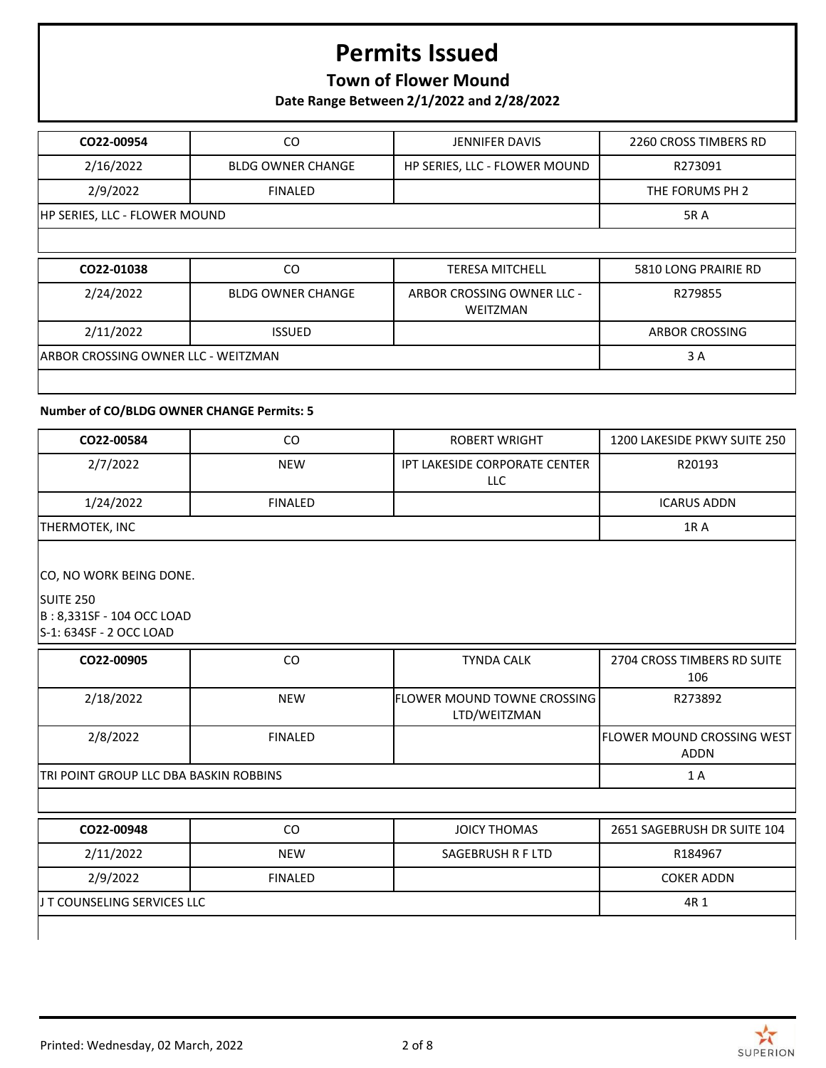# Permits Issued

**Town of Flower Mound**

**Date Range Between 2/1/2022 and 2/28/2022**

| **CO22-00954** | CO | JENNIFER DAVIS | 2260 CROSS TIMBERS RD |
|---|---|---|---|
| 2/16/2022 | BLDG OWNER CHANGE | HP SERIES, LLC - FLOWER MOUND | R273091 |
| 2/9/2022 | FINALED | | THE FORUMS PH 2 |
| HP SERIES, LLC - FLOWER MOUND | | | 5R A |

| **CO22-01038** | CO | TERESA MITCHELL | 5810 LONG PRAIRIE RD |
|---|---|---|---|
| 2/24/2022 | BLDG OWNER CHANGE | ARBOR CROSSING OWNER LLC - WEITZMAN | R279855 |
| 2/11/2022 | ISSUED | | ARBOR CROSSING |
| ARBOR CROSSING OWNER LLC - WEITZMAN | | | 3 A |

**Number of CO/BLDG OWNER CHANGE Permits: 5**

| **CO22-00584** | CO | ROBERT WRIGHT | 1200 LAKESIDE PKWY SUITE 250 |
|---|---|---|---|
| 2/7/2022 | NEW | IPT LAKESIDE CORPORATE CENTER LLC | R20193 |
| 1/24/2022 | FINALED | | ICARUS ADDN |
| THERMOTEK, INC | | | 1R A |

CO, NO WORK BEING DONE.

SUITE 250
B : 8,331SF - 104 OCC LOAD
S-1: 634SF - 2 OCC LOAD

| **CO22-00905** | CO | TYNDA CALK | 2704 CROSS TIMBERS RD SUITE 106 |
|---|---|---|---|
| 2/18/2022 | NEW | FLOWER MOUND TOWNE CROSSING LTD/WEITZMAN | R273892 |
| 2/8/2022 | FINALED | | FLOWER MOUND CROSSING WEST ADDN |
| TRI POINT GROUP LLC DBA BASKIN ROBBINS | | | 1 A |

| **CO22-00948** | CO | JOICY THOMAS | 2651 SAGEBRUSH DR SUITE 104 |
|---|---|---|---|
| 2/11/2022 | NEW | SAGEBRUSH R F LTD | R184967 |
| 2/9/2022 | FINALED | | COKER ADDN |
| J T COUNSELING SERVICES LLC | | | 4R 1 |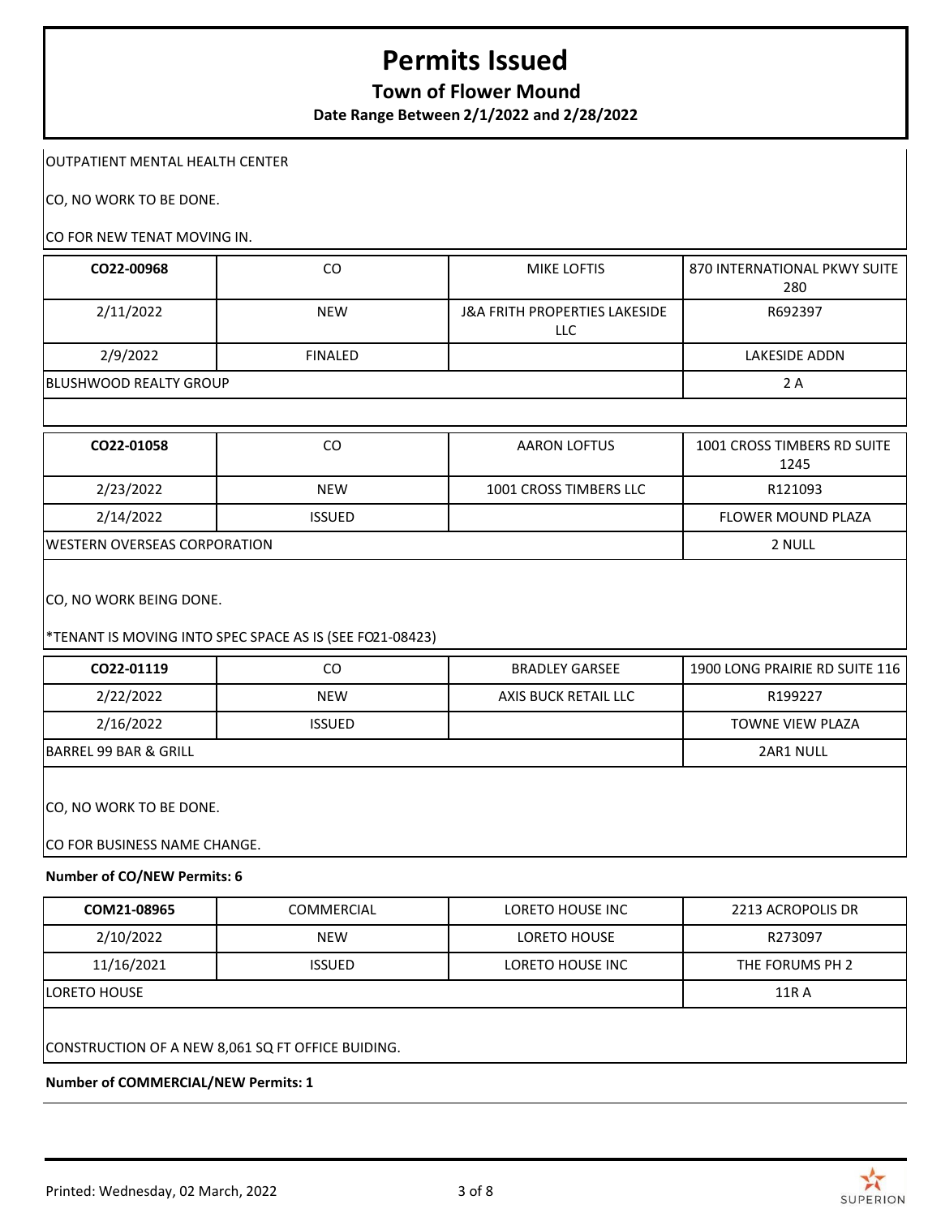# Permits Issued

## Town of Flower Mound

**Date Range Between 2/1/2022 and 2/28/2022**

OUTPATIENT MENTAL HEALTH CENTER

CO, NO WORK TO BE DONE.

CO FOR NEW TENAT MOVING IN.

| **CO22-00968** | CO | MIKE LOFTIS | 870 INTERNATIONAL PKWY SUITE 280 |
|---|---|---|---|
| 2/11/2022 | NEW | J&A FRITH PROPERTIES LAKESIDE LLC | R692397 |
| 2/9/2022 | FINALED | | LAKESIDE ADDN |
| BLUSHWOOD REALTY GROUP | | | 2 A |

| **CO22-01058** | CO | AARON LOFTUS | 1001 CROSS TIMBERS RD SUITE 1245 |
|---|---|---|---|
| 2/23/2022 | NEW | 1001 CROSS TIMBERS LLC | R121093 |
| 2/14/2022 | ISSUED | | FLOWER MOUND PLAZA |
| WESTERN OVERSEAS CORPORATION | | | 2 NULL |

CO, NO WORK BEING DONE.

*TENANT IS MOVING INTO SPEC SPACE AS IS (SEE FO21-08423)

| **CO22-01119** | CO | BRADLEY GARSEE | 1900 LONG PRAIRIE RD SUITE 116 |
|---|---|---|---|
| 2/22/2022 | NEW | AXIS BUCK RETAIL LLC | R199227 |
| 2/16/2022 | ISSUED | | TOWNE VIEW PLAZA |
| BARREL 99 BAR & GRILL | | | 2AR1 NULL |

CO, NO WORK TO BE DONE.

CO FOR BUSINESS NAME CHANGE.

**Number of CO/NEW Permits: 6**

| **COM21-08965** | COMMERCIAL | LORETO HOUSE INC | 2213 ACROPOLIS DR |
|---|---|---|---|
| 2/10/2022 | NEW | LORETO HOUSE | R273097 |
| 11/16/2021 | ISSUED | LORETO HOUSE INC | THE FORUMS PH 2 |
| LORETO HOUSE | | | 11R A |

CONSTRUCTION OF A NEW 8,061 SQ FT OFFICE BUIDING.

**Number of COMMERCIAL/NEW Permits: 1**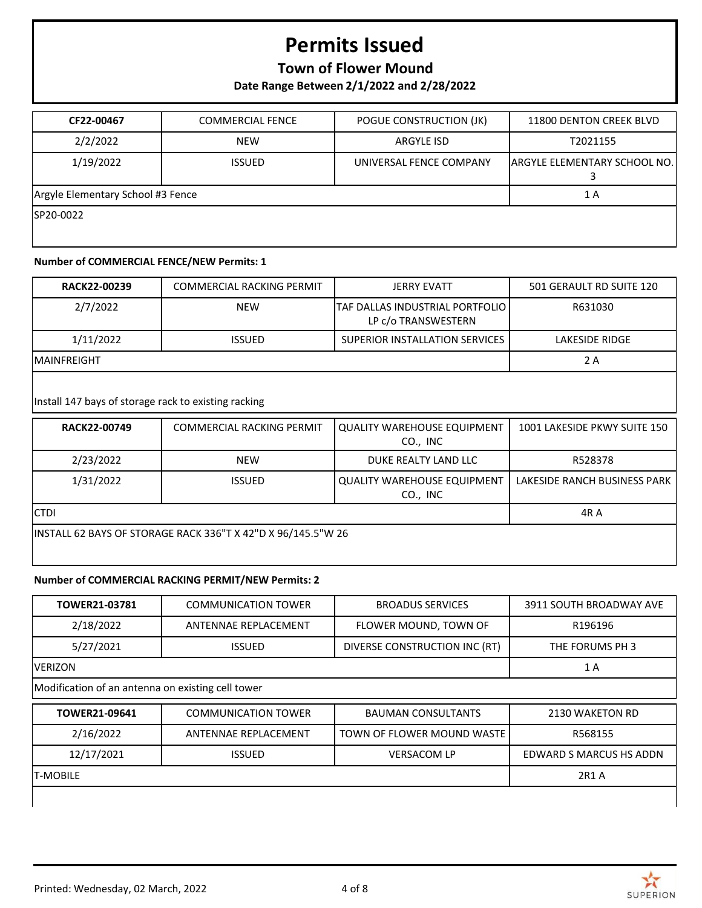# Permits Issued

## Town of Flower Mound

### Date Range Between 2/1/2022 and 2/28/2022

| **CF22-00467** | COMMERCIAL FENCE | POGUE CONSTRUCTION (JK) | 11800 DENTON CREEK BLVD |
|---|---|---|---|
| 2/2/2022 | NEW | ARGYLE ISD | T2021155 |
| 1/19/2022 | ISSUED | UNIVERSAL FENCE COMPANY | ARGYLE ELEMENTARY SCHOOL NO. 3 |
| Argyle Elementary School #3 Fence | | | 1 A |
| SP20-0022 | | | |

**Number of COMMERCIAL FENCE/NEW Permits: 1**

| **RACK22-00239** | COMMERCIAL RACKING PERMIT | JERRY EVATT | 501 GERAULT RD SUITE 120 |
|---|---|---|---|
| 2/7/2022 | NEW | TAF DALLAS INDUSTRIAL PORTFOLIO LP c/o TRANSWESTERN | R631030 |
| 1/11/2022 | ISSUED | SUPERIOR INSTALLATION SERVICES | LAKESIDE RIDGE |
| MAINFREIGHT | | | 2 A |
| Install 147 bays of storage rack to existing racking | | | |
| **RACK22-00749** | COMMERCIAL RACKING PERMIT | QUALITY WAREHOUSE EQUIPMENT CO., INC | 1001 LAKESIDE PKWY SUITE 150 |
| 2/23/2022 | NEW | DUKE REALTY LAND LLC | R528378 |
| 1/31/2022 | ISSUED | QUALITY WAREHOUSE EQUIPMENT CO., INC | LAKESIDE RANCH BUSINESS PARK |
| CTDI | | | 4R A |
| INSTALL 62 BAYS OF STORAGE RACK 336"T X 42"D X 96/145.5"W 26 | | | |

**Number of COMMERCIAL RACKING PERMIT/NEW Permits: 2**

| **TOWER21-03781** | COMMUNICATION TOWER | BROADUS SERVICES | 3911 SOUTH BROADWAY AVE |
|---|---|---|---|
| 2/18/2022 | ANTENNAE REPLACEMENT | FLOWER MOUND, TOWN OF | R196196 |
| 5/27/2021 | ISSUED | DIVERSE CONSTRUCTION INC (RT) | THE FORUMS PH 3 |
| VERIZON | | | 1 A |
| Modification of an antenna on existing cell tower | | | |
| **TOWER21-09641** | COMMUNICATION TOWER | BAUMAN CONSULTANTS | 2130 WAKETON RD |
| 2/16/2022 | ANTENNAE REPLACEMENT | TOWN OF FLOWER MOUND WASTE | R568155 |
| 12/17/2021 | ISSUED | VERSACOM LP | EDWARD S MARCUS HS ADDN |
| T-MOBILE | | | 2R1 A |

Printed: Wednesday, 02 March, 2022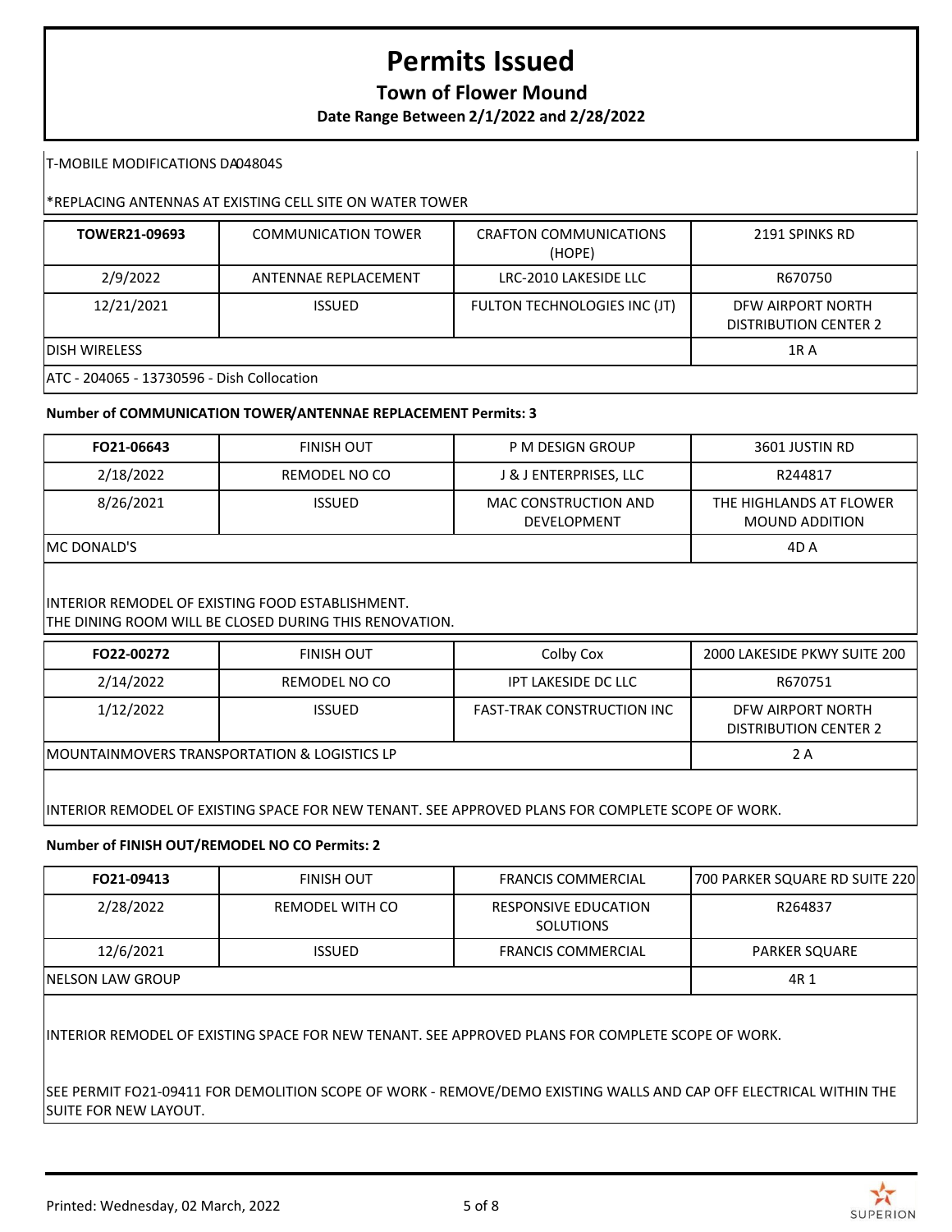# Permits Issued

**Town of Flower Mound**

**Date Range Between 2/1/2022 and 2/28/2022**

T-MOBILE MODIFICATIONS DA04804S

*REPLACING ANTENNAS AT EXISTING CELL SITE ON WATER TOWER

| TOWER21-09693 | COMMUNICATION TOWER | CRAFTON COMMUNICATIONS (HOPE) | 2191 SPINKS RD |
|---|---|---|---|
| 2/9/2022 | ANTENNAE REPLACEMENT | LRC-2010 LAKESIDE LLC | R670750 |
| 12/21/2021 | ISSUED | FULTON TECHNOLOGIES INC (JT) | DFW AIRPORT NORTH DISTRIBUTION CENTER 2 |
| DISH WIRELESS | | | 1R A |

ATC - 204065 - 13730596 - Dish Collocation

**Number of COMMUNICATION TOWER/ANTENNAE REPLACEMENT Permits: 3**

| FO21-06643 | FINISH OUT | P M DESIGN GROUP | 3601 JUSTIN RD |
|---|---|---|---|
| 2/18/2022 | REMODEL NO CO | J & J ENTERPRISES, LLC | R244817 |
| 8/26/2021 | ISSUED | MAC CONSTRUCTION AND DEVELOPMENT | THE HIGHLANDS AT FLOWER MOUND ADDITION |
| MC DONALD'S | | | 4D A |

INTERIOR REMODEL OF EXISTING FOOD ESTABLISHMENT.
THE DINING ROOM WILL BE CLOSED DURING THIS RENOVATION.

| FO22-00272 | FINISH OUT | Colby Cox | 2000 LAKESIDE PKWY SUITE 200 |
|---|---|---|---|
| 2/14/2022 | REMODEL NO CO | IPT LAKESIDE DC LLC | R670751 |
| 1/12/2022 | ISSUED | FAST-TRAK CONSTRUCTION INC | DFW AIRPORT NORTH DISTRIBUTION CENTER 2 |
| MOUNTAINMOVERS TRANSPORTATION & LOGISTICS LP | | | 2 A |

INTERIOR REMODEL OF EXISTING SPACE FOR NEW TENANT. SEE APPROVED PLANS FOR COMPLETE SCOPE OF WORK.

**Number of FINISH OUT/REMODEL NO CO Permits: 2**

| FO21-09413 | FINISH OUT | FRANCIS COMMERCIAL | 700 PARKER SQUARE RD SUITE 220 |
|---|---|---|---|
| 2/28/2022 | REMODEL WITH CO | RESPONSIVE EDUCATION SOLUTIONS | R264837 |
| 12/6/2021 | ISSUED | FRANCIS COMMERCIAL | PARKER SQUARE |
| NELSON LAW GROUP | | | 4R 1 |

INTERIOR REMODEL OF EXISTING SPACE FOR NEW TENANT. SEE APPROVED PLANS FOR COMPLETE SCOPE OF WORK.

SEE PERMIT FO21-09411 FOR DEMOLITION SCOPE OF WORK - REMOVE/DEMO EXISTING WALLS AND CAP OFF ELECTRICAL WITHIN THE SUITE FOR NEW LAYOUT.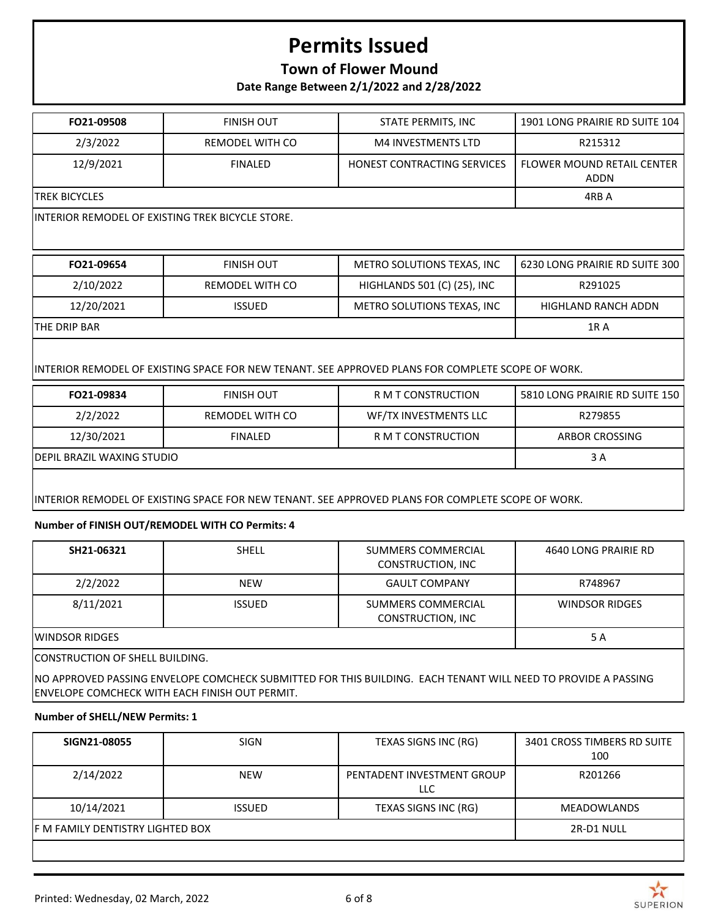# Permits Issued

**Town of Flower Mound**

**Date Range Between 2/1/2022 and 2/28/2022**

| FO21-09508 | FINISH OUT | STATE PERMITS, INC | 1901 LONG PRAIRIE RD SUITE 104 |
|---|---|---|---|
| 2/3/2022 | REMODEL WITH CO | M4 INVESTMENTS LTD | R215312 |
| 12/9/2021 | FINALED | HONEST CONTRACTING SERVICES | FLOWER MOUND RETAIL CENTER ADDN |
| TREK BICYCLES | | | 4RB A |

INTERIOR REMODEL OF EXISTING TREK BICYCLE STORE.

| FO21-09654 | FINISH OUT | METRO SOLUTIONS TEXAS, INC | 6230 LONG PRAIRIE RD SUITE 300 |
|---|---|---|---|
| 2/10/2022 | REMODEL WITH CO | HIGHLANDS 501 (C) (25), INC | R291025 |
| 12/20/2021 | ISSUED | METRO SOLUTIONS TEXAS, INC | HIGHLAND RANCH ADDN |
| THE DRIP BAR | | | 1R A |

INTERIOR REMODEL OF EXISTING SPACE FOR NEW TENANT. SEE APPROVED PLANS FOR COMPLETE SCOPE OF WORK.

| FO21-09834 | FINISH OUT | R M T CONSTRUCTION | 5810 LONG PRAIRIE RD SUITE 150 |
|---|---|---|---|
| 2/2/2022 | REMODEL WITH CO | WF/TX INVESTMENTS LLC | R279855 |
| 12/30/2021 | FINALED | R M T CONSTRUCTION | ARBOR CROSSING |
| DEPIL BRAZIL WAXING STUDIO | | | 3 A |

INTERIOR REMODEL OF EXISTING SPACE FOR NEW TENANT. SEE APPROVED PLANS FOR COMPLETE SCOPE OF WORK.

**Number of FINISH OUT/REMODEL WITH CO Permits: 4**

| SH21-06321 | SHELL | SUMMERS COMMERCIAL CONSTRUCTION, INC | 4640 LONG PRAIRIE RD |
|---|---|---|---|
| 2/2/2022 | NEW | GAULT COMPANY | R748967 |
| 8/11/2021 | ISSUED | SUMMERS COMMERCIAL CONSTRUCTION, INC | WINDSOR RIDGES |
| WINDSOR RIDGES | | | 5 A |

CONSTRUCTION OF SHELL BUILDING.

NO APPROVED PASSING ENVELOPE COMCHECK SUBMITTED FOR THIS BUILDING. EACH TENANT WILL NEED TO PROVIDE A PASSING ENVELOPE COMCHECK WITH EACH FINISH OUT PERMIT.

**Number of SHELL/NEW Permits: 1**

| SIGN21-08055 | SIGN | TEXAS SIGNS INC (RG) | 3401 CROSS TIMBERS RD SUITE 100 |
|---|---|---|---|
| 2/14/2022 | NEW | PENTADENT INVESTMENT GROUP LLC | R201266 |
| 10/14/2021 | ISSUED | TEXAS SIGNS INC (RG) | MEADOWLANDS |
| F M FAMILY DENTISTRY LIGHTED BOX | | | 2R-D1 NULL |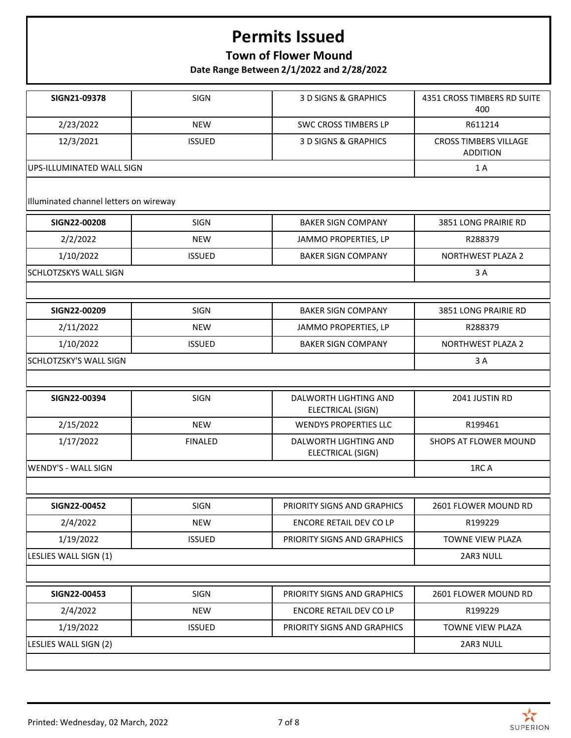# Permits Issued

## Town of Flower Mound

### Date Range Between 2/1/2022 and 2/28/2022

| | | | |
|---|---|---|---|
| **SIGN21-09378** | SIGN | 3 D SIGNS & GRAPHICS | 4351 CROSS TIMBERS RD SUITE 400 |
| 2/23/2022 | NEW | SWC CROSS TIMBERS LP | R611214 |
| 12/3/2021 | ISSUED | 3 D SIGNS & GRAPHICS | CROSS TIMBERS VILLAGE ADDITION |
| UPS-ILLUMINATED WALL SIGN | | | 1 A |
| Illuminated channel letters on wireway | | | |

| | | | |
|---|---|---|---|
| **SIGN22-00208** | SIGN | BAKER SIGN COMPANY | 3851 LONG PRAIRIE RD |
| 2/2/2022 | NEW | JAMMO PROPERTIES, LP | R288379 |
| 1/10/2022 | ISSUED | BAKER SIGN COMPANY | NORTHWEST PLAZA 2 |
| SCHLOTZSKYS WALL SIGN | | | 3 A |

| | | | |
|---|---|---|---|
| **SIGN22-00209** | SIGN | BAKER SIGN COMPANY | 3851 LONG PRAIRIE RD |
| 2/11/2022 | NEW | JAMMO PROPERTIES, LP | R288379 |
| 1/10/2022 | ISSUED | BAKER SIGN COMPANY | NORTHWEST PLAZA 2 |
| SCHLOTZSKY'S WALL SIGN | | | 3 A |

| | | | |
|---|---|---|---|
| **SIGN22-00394** | SIGN | DALWORTH LIGHTING AND ELECTRICAL (SIGN) | 2041 JUSTIN RD |
| 2/15/2022 | NEW | WENDYS PROPERTIES LLC | R199461 |
| 1/17/2022 | FINALED | DALWORTH LIGHTING AND ELECTRICAL (SIGN) | SHOPS AT FLOWER MOUND |
| WENDY'S - WALL SIGN | | | 1RC A |

| | | | |
|---|---|---|---|
| **SIGN22-00452** | SIGN | PRIORITY SIGNS AND GRAPHICS | 2601 FLOWER MOUND RD |
| 2/4/2022 | NEW | ENCORE RETAIL DEV CO LP | R199229 |
| 1/19/2022 | ISSUED | PRIORITY SIGNS AND GRAPHICS | TOWNE VIEW PLAZA |
| LESLIES WALL SIGN (1) | | | 2AR3 NULL |

| | | | |
|---|---|---|---|
| **SIGN22-00453** | SIGN | PRIORITY SIGNS AND GRAPHICS | 2601 FLOWER MOUND RD |
| 2/4/2022 | NEW | ENCORE RETAIL DEV CO LP | R199229 |
| 1/19/2022 | ISSUED | PRIORITY SIGNS AND GRAPHICS | TOWNE VIEW PLAZA |
| LESLIES WALL SIGN (2) | | | 2AR3 NULL |

Printed: Wednesday, 02 March, 2022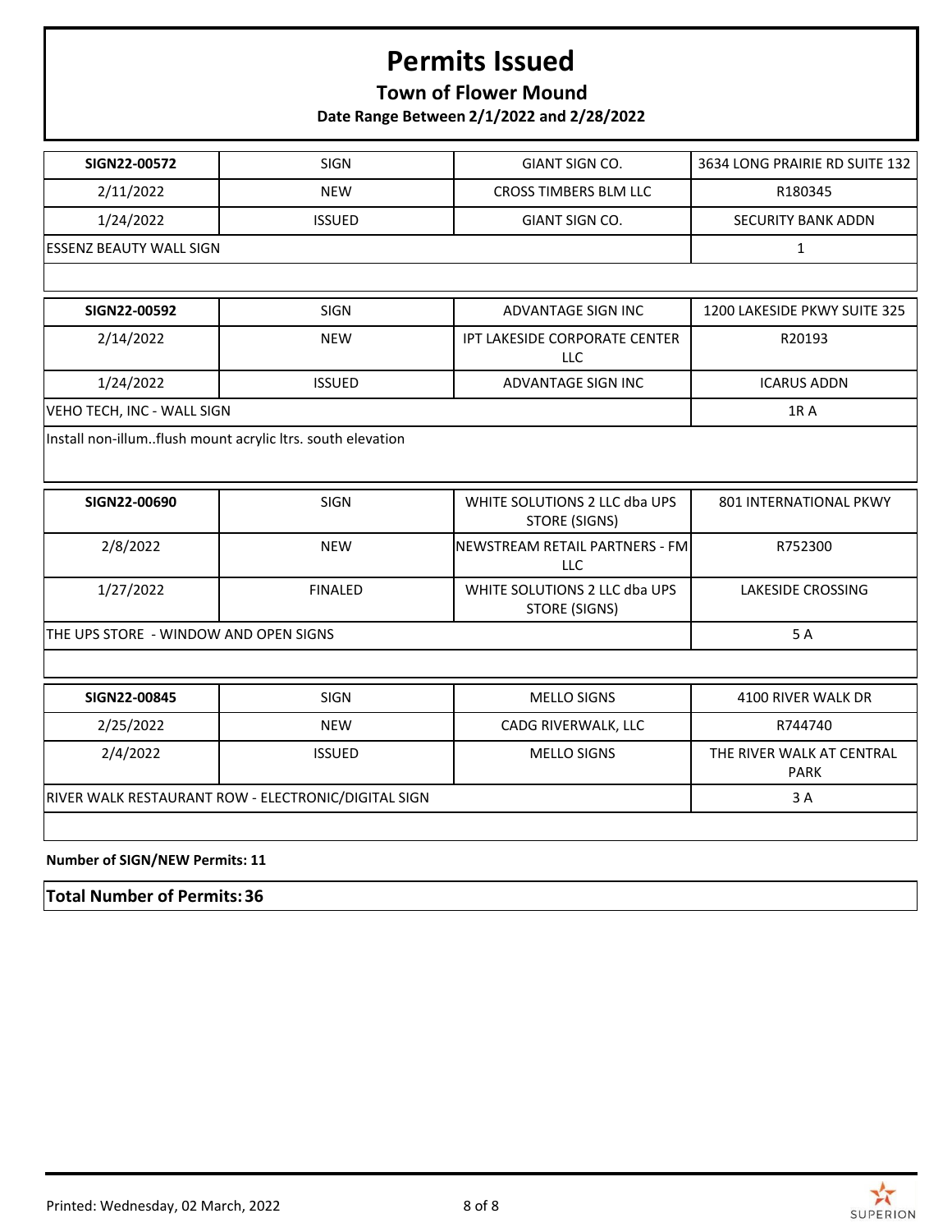# Permits Issued

## Town of Flower Mound

### Date Range Between 2/1/2022 and 2/28/2022

| | | | |
|---|---|---|---|
| **SIGN22-00572** | SIGN | GIANT SIGN CO. | 3634 LONG PRAIRIE RD SUITE 132 |
| 2/11/2022 | NEW | CROSS TIMBERS BLM LLC | R180345 |
| 1/24/2022 | ISSUED | GIANT SIGN CO. | SECURITY BANK ADDN |
| ESSENZ BEAUTY WALL SIGN | | | 1 |
| | | | |

| | | | |
|---|---|---|---|
| **SIGN22-00592** | SIGN | ADVANTAGE SIGN INC | 1200 LAKESIDE PKWY SUITE 325 |
| 2/14/2022 | NEW | IPT LAKESIDE CORPORATE CENTER LLC | R20193 |
| 1/24/2022 | ISSUED | ADVANTAGE SIGN INC | ICARUS ADDN |
| VEHO TECH, INC - WALL SIGN | | | 1R A |
| Install non-illum..flush mount acrylic ltrs. south elevation | | | |

| | | | |
|---|---|---|---|
| **SIGN22-00690** | SIGN | WHITE SOLUTIONS 2 LLC dba UPS STORE (SIGNS) | 801 INTERNATIONAL PKWY |
| 2/8/2022 | NEW | NEWSTREAM RETAIL PARTNERS - FM LLC | R752300 |
| 1/27/2022 | FINALED | WHITE SOLUTIONS 2 LLC dba UPS STORE (SIGNS) | LAKESIDE CROSSING |
| THE UPS STORE - WINDOW AND OPEN SIGNS | | | 5 A |
| | | | |

| | | | |
|---|---|---|---|
| **SIGN22-00845** | SIGN | MELLO SIGNS | 4100 RIVER WALK DR |
| 2/25/2022 | NEW | CADG RIVERWALK, LLC | R744740 |
| 2/4/2022 | ISSUED | MELLO SIGNS | THE RIVER WALK AT CENTRAL PARK |
| RIVER WALK RESTAURANT ROW - ELECTRONIC/DIGITAL SIGN | | | 3 A |
| | | | |

**Number of SIGN/NEW Permits: 11**

**Total Number of Permits: 36**

Printed: Wednesday, 02 March, 2022